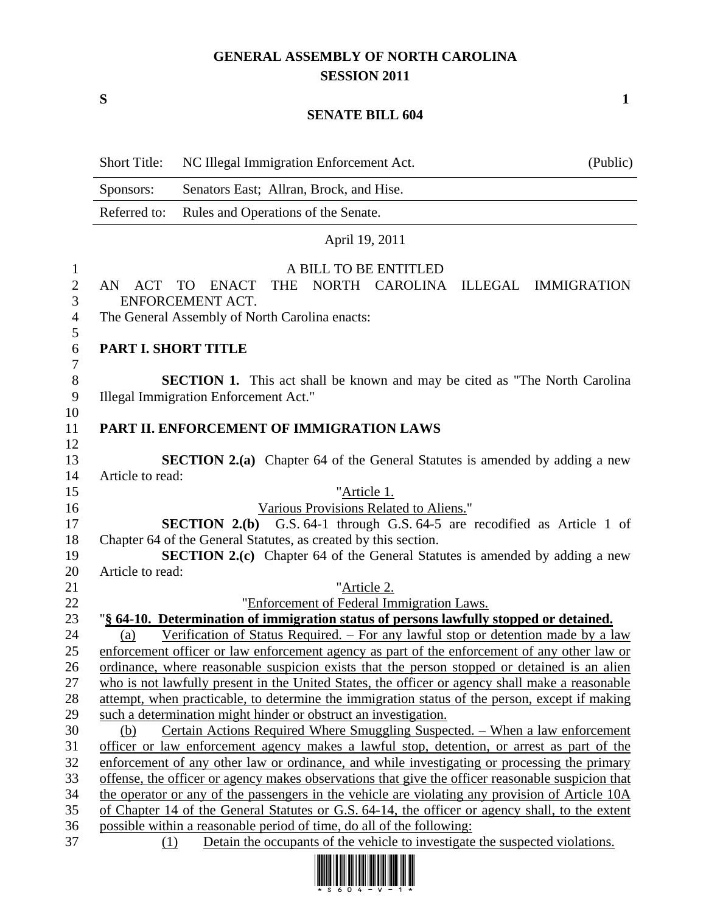# GENERAL ASSEMBLY OF NORTH CAROLINA
## SESSION 2011

**S** **1**

## SENATE BILL 604

| | | |
|---|---|---|
| Short Title: | NC Illegal Immigration Enforcement Act. | (Public) |
| Sponsors: | Senators East; Allran, Brock, and Hise. | |
| Referred to: | Rules and Operations of the Senate. | |

April 19, 2011

A BILL TO BE ENTITLED

AN ACT TO ENACT THE NORTH CAROLINA ILLEGAL IMMIGRATION ENFORCEMENT ACT.

The General Assembly of North Carolina enacts:

**PART I. SHORT TITLE**

**SECTION 1.** This act shall be known and may be cited as "The North Carolina Illegal Immigration Enforcement Act."

**PART II. ENFORCEMENT OF IMMIGRATION LAWS**

**SECTION 2.(a)** Chapter 64 of the General Statutes is amended by adding a new Article to read:

"Article 1.

Various Provisions Related to Aliens."

**SECTION 2.(b)** G.S. 64-1 through G.S. 64-5 are recodified as Article 1 of Chapter 64 of the General Statutes, as created by this section.

**SECTION 2.(c)** Chapter 64 of the General Statutes is amended by adding a new Article to read:

"Article 2.

"Enforcement of Federal Immigration Laws.

"**§ 64-10. Determination of immigration status of persons lawfully stopped or detained.**

(a) Verification of Status Required. – For any lawful stop or detention made by a law enforcement officer or law enforcement agency as part of the enforcement of any other law or ordinance, where reasonable suspicion exists that the person stopped or detained is an alien who is not lawfully present in the United States, the officer or agency shall make a reasonable attempt, when practicable, to determine the immigration status of the person, except if making such a determination might hinder or obstruct an investigation.

(b) Certain Actions Required Where Smuggling Suspected. – When a law enforcement officer or law enforcement agency makes a lawful stop, detention, or arrest as part of the enforcement of any other law or ordinance, and while investigating or processing the primary offense, the officer or agency makes observations that give the officer reasonable suspicion that the operator or any of the passengers in the vehicle are violating any provision of Article 10A of Chapter 14 of the General Statutes or G.S. 64-14, the officer or agency shall, to the extent possible within a reasonable period of time, do all of the following:

(1) Detain the occupants of the vehicle to investigate the suspected violations.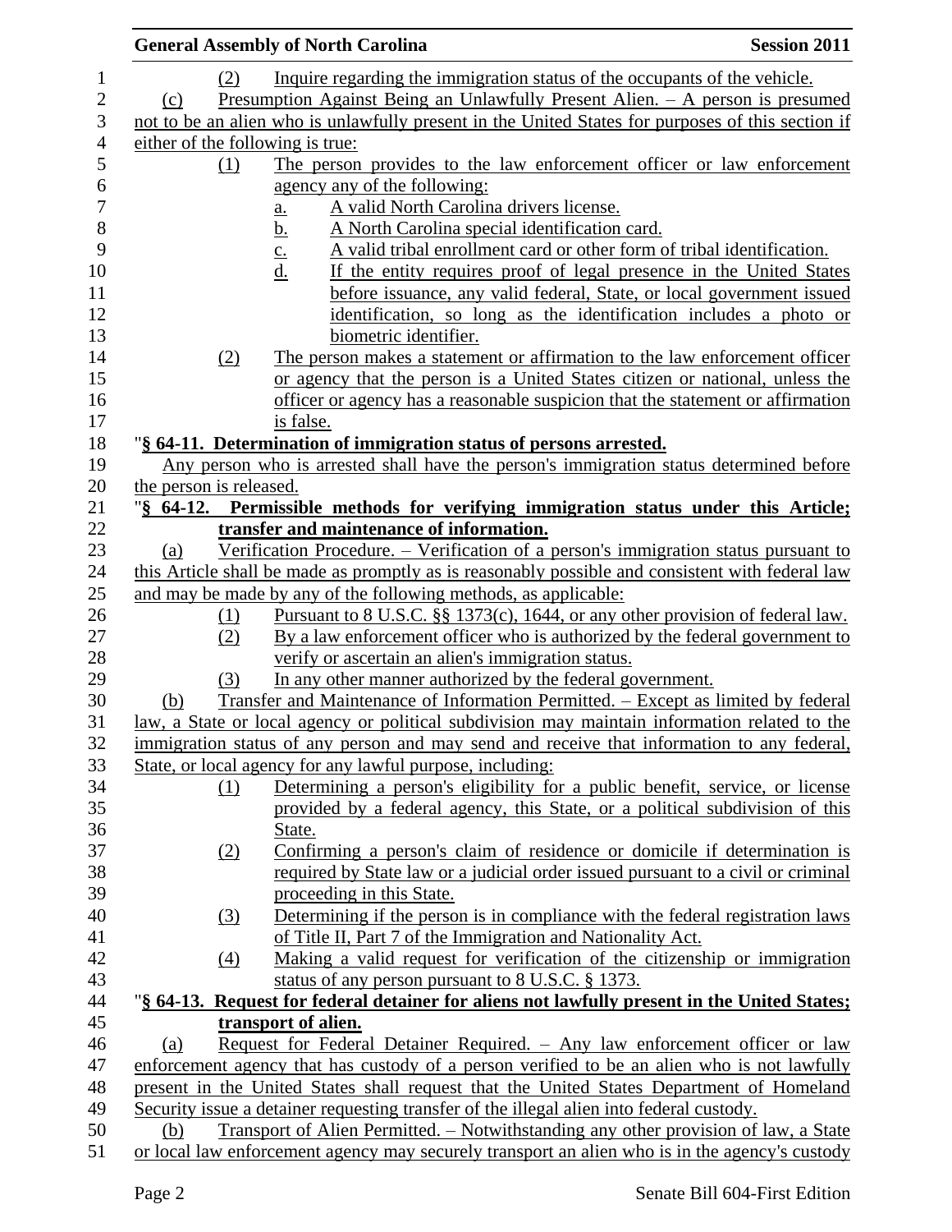(2) Inquire regarding the immigration status of the occupants of the vehicle.

(c) Presumption Against Being an Unlawfully Present Alien. – A person is presumed not to be an alien who is unlawfully present in the United States for purposes of this section if either of the following is true:

(1) The person provides to the law enforcement officer or law enforcement agency any of the following:

a. A valid North Carolina drivers license.

b. A North Carolina special identification card.

c. A valid tribal enrollment card or other form of tribal identification.

d. If the entity requires proof of legal presence in the United States before issuance, any valid federal, State, or local government issued identification, so long as the identification includes a photo or biometric identifier.

(2) The person makes a statement or affirmation to the law enforcement officer or agency that the person is a United States citizen or national, unless the officer or agency has a reasonable suspicion that the statement or affirmation is false.

"**§ 64-11. Determination of immigration status of persons arrested.**

Any person who is arrested shall have the person's immigration status determined before the person is released.

"**§ 64-12. Permissible methods for verifying immigration status under this Article; transfer and maintenance of information.**

(a) Verification Procedure. – Verification of a person's immigration status pursuant to this Article shall be made as promptly as is reasonably possible and consistent with federal law and may be made by any of the following methods, as applicable:

(1) Pursuant to 8 U.S.C. §§ 1373(c), 1644, or any other provision of federal law.

(2) By a law enforcement officer who is authorized by the federal government to verify or ascertain an alien's immigration status.

(3) In any other manner authorized by the federal government.

(b) Transfer and Maintenance of Information Permitted. – Except as limited by federal law, a State or local agency or political subdivision may maintain information related to the immigration status of any person and may send and receive that information to any federal, State, or local agency for any lawful purpose, including:

(1) Determining a person's eligibility for a public benefit, service, or license provided by a federal agency, this State, or a political subdivision of this State.

(2) Confirming a person's claim of residence or domicile if determination is required by State law or a judicial order issued pursuant to a civil or criminal proceeding in this State.

(3) Determining if the person is in compliance with the federal registration laws of Title II, Part 7 of the Immigration and Nationality Act.

(4) Making a valid request for verification of the citizenship or immigration status of any person pursuant to 8 U.S.C. § 1373.

"**§ 64-13. Request for federal detainer for aliens not lawfully present in the United States; transport of alien.**

(a) Request for Federal Detainer Required. – Any law enforcement officer or law enforcement agency that has custody of a person verified to be an alien who is not lawfully present in the United States shall request that the United States Department of Homeland Security issue a detainer requesting transfer of the illegal alien into federal custody.

(b) Transport of Alien Permitted. – Notwithstanding any other provision of law, a State or local law enforcement agency may securely transport an alien who is in the agency's custody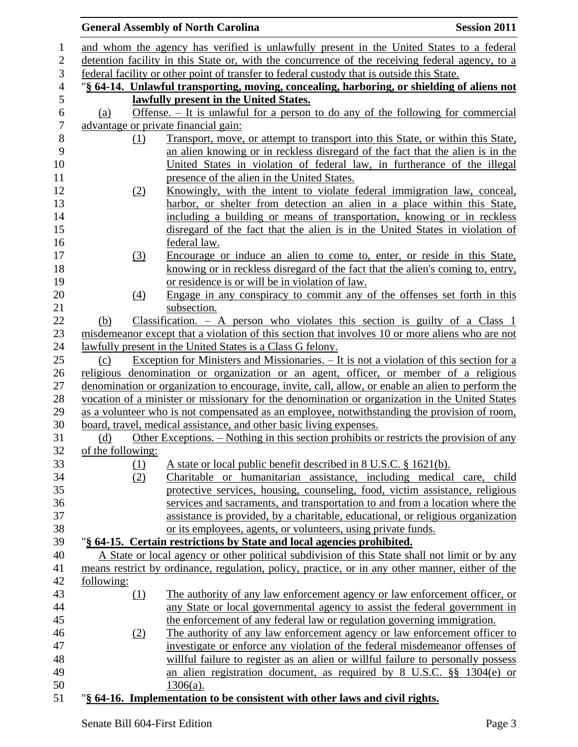and whom the agency has verified is unlawfully present in the United States to a federal detention facility in this State or, with the concurrence of the receiving federal agency, to a federal facility or other point of transfer to federal custody that is outside this State.

"**§ 64-14. Unlawful transporting, moving, concealing, harboring, or shielding of aliens not lawfully present in the United States.**

(a) Offense. – It is unlawful for a person to do any of the following for commercial advantage or private financial gain:

(1) Transport, move, or attempt to transport into this State, or within this State, an alien knowing or in reckless disregard of the fact that the alien is in the United States in violation of federal law, in furtherance of the illegal presence of the alien in the United States.

(2) Knowingly, with the intent to violate federal immigration law, conceal, harbor, or shelter from detection an alien in a place within this State, including a building or means of transportation, knowing or in reckless disregard of the fact that the alien is in the United States in violation of federal law.

(3) Encourage or induce an alien to come to, enter, or reside in this State, knowing or in reckless disregard of the fact that the alien's coming to, entry, or residence is or will be in violation of law.

(4) Engage in any conspiracy to commit any of the offenses set forth in this subsection.

(b) Classification. – A person who violates this section is guilty of a Class 1 misdemeanor except that a violation of this section that involves 10 or more aliens who are not lawfully present in the United States is a Class G felony.

(c) Exception for Ministers and Missionaries. – It is not a violation of this section for a religious denomination or organization or an agent, officer, or member of a religious denomination or organization to encourage, invite, call, allow, or enable an alien to perform the vocation of a minister or missionary for the denomination or organization in the United States as a volunteer who is not compensated as an employee, notwithstanding the provision of room, board, travel, medical assistance, and other basic living expenses.

(d) Other Exceptions. – Nothing in this section prohibits or restricts the provision of any of the following:

(1) A state or local public benefit described in 8 U.S.C. § 1621(b).

(2) Charitable or humanitarian assistance, including medical care, child protective services, housing, counseling, food, victim assistance, religious services and sacraments, and transportation to and from a location where the assistance is provided, by a charitable, educational, or religious organization or its employees, agents, or volunteers, using private funds.

"**§ 64-15. Certain restrictions by State and local agencies prohibited.**

A State or local agency or other political subdivision of this State shall not limit or by any means restrict by ordinance, regulation, policy, practice, or in any other manner, either of the following:

(1) The authority of any law enforcement agency or law enforcement officer, or any State or local governmental agency to assist the federal government in the enforcement of any federal law or regulation governing immigration.

(2) The authority of any law enforcement agency or law enforcement officer to investigate or enforce any violation of the federal misdemeanor offenses of willful failure to register as an alien or willful failure to personally possess an alien registration document, as required by 8 U.S.C. §§ 1304(e) or 1306(a).

"**§ 64-16. Implementation to be consistent with other laws and civil rights.**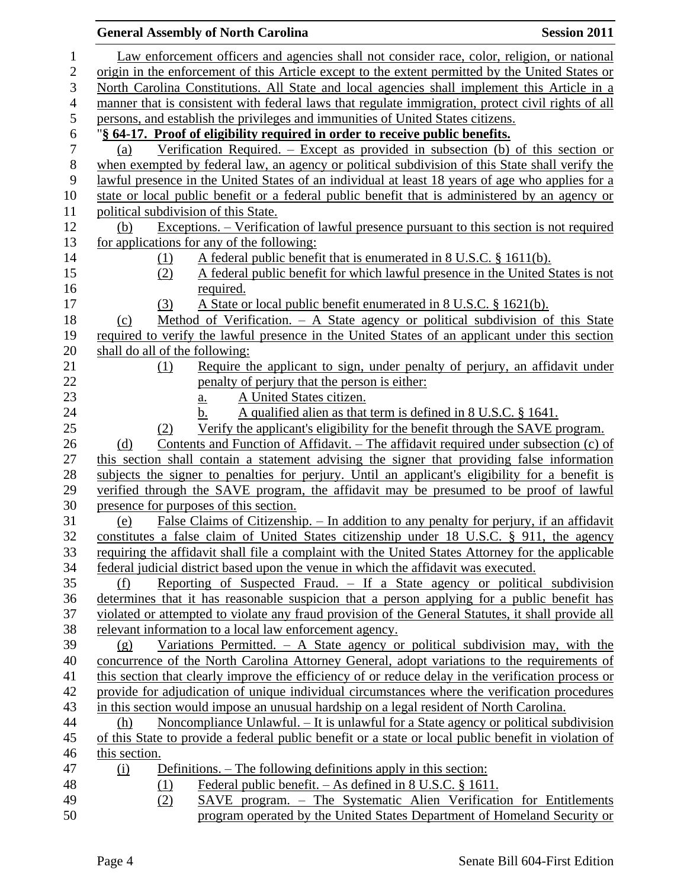Law enforcement officers and agencies shall not consider race, color, religion, or national origin in the enforcement of this Article except to the extent permitted by the United States or North Carolina Constitutions. All State and local agencies shall implement this Article in a manner that is consistent with federal laws that regulate immigration, protect civil rights of all persons, and establish the privileges and immunities of United States citizens.

"**§ 64-17. Proof of eligibility required in order to receive public benefits.**

(a) Verification Required. – Except as provided in subsection (b) of this section or when exempted by federal law, an agency or political subdivision of this State shall verify the lawful presence in the United States of an individual at least 18 years of age who applies for a state or local public benefit or a federal public benefit that is administered by an agency or political subdivision of this State.

(b) Exceptions. – Verification of lawful presence pursuant to this section is not required for applications for any of the following:

(1) A federal public benefit that is enumerated in 8 U.S.C. § 1611(b).

(2) A federal public benefit for which lawful presence in the United States is not required.

(3) A State or local public benefit enumerated in 8 U.S.C. § 1621(b).

(c) Method of Verification. – A State agency or political subdivision of this State required to verify the lawful presence in the United States of an applicant under this section shall do all of the following:

(1) Require the applicant to sign, under penalty of perjury, an affidavit under penalty of perjury that the person is either:

a. A United States citizen.

b. A qualified alien as that term is defined in 8 U.S.C. § 1641.

(2) Verify the applicant's eligibility for the benefit through the SAVE program.

(d) Contents and Function of Affidavit. – The affidavit required under subsection (c) of this section shall contain a statement advising the signer that providing false information subjects the signer to penalties for perjury. Until an applicant's eligibility for a benefit is verified through the SAVE program, the affidavit may be presumed to be proof of lawful presence for purposes of this section.

(e) False Claims of Citizenship. – In addition to any penalty for perjury, if an affidavit constitutes a false claim of United States citizenship under 18 U.S.C. § 911, the agency requiring the affidavit shall file a complaint with the United States Attorney for the applicable federal judicial district based upon the venue in which the affidavit was executed.

(f) Reporting of Suspected Fraud. – If a State agency or political subdivision determines that it has reasonable suspicion that a person applying for a public benefit has violated or attempted to violate any fraud provision of the General Statutes, it shall provide all relevant information to a local law enforcement agency.

(g) Variations Permitted. – A State agency or political subdivision may, with the concurrence of the North Carolina Attorney General, adopt variations to the requirements of this section that clearly improve the efficiency of or reduce delay in the verification process or provide for adjudication of unique individual circumstances where the verification procedures in this section would impose an unusual hardship on a legal resident of North Carolina.

(h) Noncompliance Unlawful. – It is unlawful for a State agency or political subdivision of this State to provide a federal public benefit or a state or local public benefit in violation of this section.

(i) Definitions. – The following definitions apply in this section:

(1) Federal public benefit. – As defined in 8 U.S.C. § 1611.

(2) SAVE program. – The Systematic Alien Verification for Entitlements program operated by the United States Department of Homeland Security or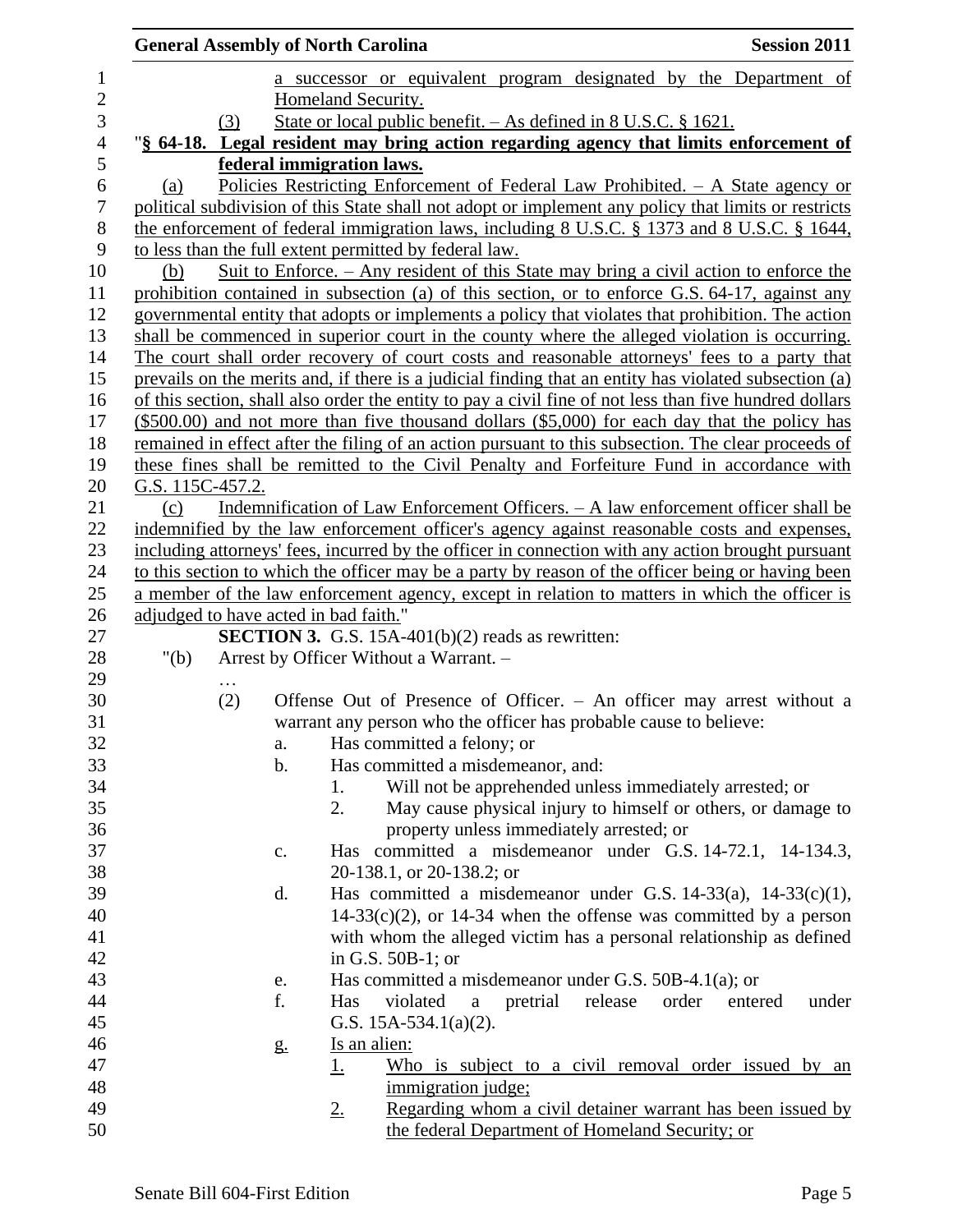a successor or equivalent program designated by the Department of Homeland Security.

(3) State or local public benefit. – As defined in 8 U.S.C. § 1621.

"**§ 64-18. Legal resident may bring action regarding agency that limits enforcement of federal immigration laws.**

(a) Policies Restricting Enforcement of Federal Law Prohibited. – A State agency or political subdivision of this State shall not adopt or implement any policy that limits or restricts the enforcement of federal immigration laws, including 8 U.S.C. § 1373 and 8 U.S.C. § 1644, to less than the full extent permitted by federal law.

(b) Suit to Enforce. – Any resident of this State may bring a civil action to enforce the prohibition contained in subsection (a) of this section, or to enforce G.S. 64-17, against any governmental entity that adopts or implements a policy that violates that prohibition. The action shall be commenced in superior court in the county where the alleged violation is occurring. The court shall order recovery of court costs and reasonable attorneys' fees to a party that prevails on the merits and, if there is a judicial finding that an entity has violated subsection (a) of this section, shall also order the entity to pay a civil fine of not less than five hundred dollars ($500.00) and not more than five thousand dollars ($5,000) for each day that the policy has remained in effect after the filing of an action pursuant to this subsection. The clear proceeds of these fines shall be remitted to the Civil Penalty and Forfeiture Fund in accordance with G.S. 115C-457.2.

(c) Indemnification of Law Enforcement Officers. – A law enforcement officer shall be indemnified by the law enforcement officer's agency against reasonable costs and expenses, including attorneys' fees, incurred by the officer in connection with any action brought pursuant to this section to which the officer may be a party by reason of the officer being or having been a member of the law enforcement agency, except in relation to matters in which the officer is adjudged to have acted in bad faith."

**SECTION 3.** G.S. 15A-401(b)(2) reads as rewritten:

"(b) Arrest by Officer Without a Warrant. –

…

(2) Offense Out of Presence of Officer. – An officer may arrest without a warrant any person who the officer has probable cause to believe:

a. Has committed a felony; or

b. Has committed a misdemeanor, and:

1. Will not be apprehended unless immediately arrested; or

2. May cause physical injury to himself or others, or damage to property unless immediately arrested; or

c. Has committed a misdemeanor under G.S. 14-72.1, 14-134.3, 20-138.1, or 20-138.2; or

d. Has committed a misdemeanor under G.S. 14-33(a), 14-33(c)(1), 14-33(c)(2), or 14-34 when the offense was committed by a person with whom the alleged victim has a personal relationship as defined in G.S. 50B-1; or

e. Has committed a misdemeanor under G.S. 50B-4.1(a); or

f. Has violated a pretrial release order entered under G.S. 15A-534.1(a)(2).

g. Is an alien:

1. Who is subject to a civil removal order issued by an immigration judge;

2. Regarding whom a civil detainer warrant has been issued by the federal Department of Homeland Security; or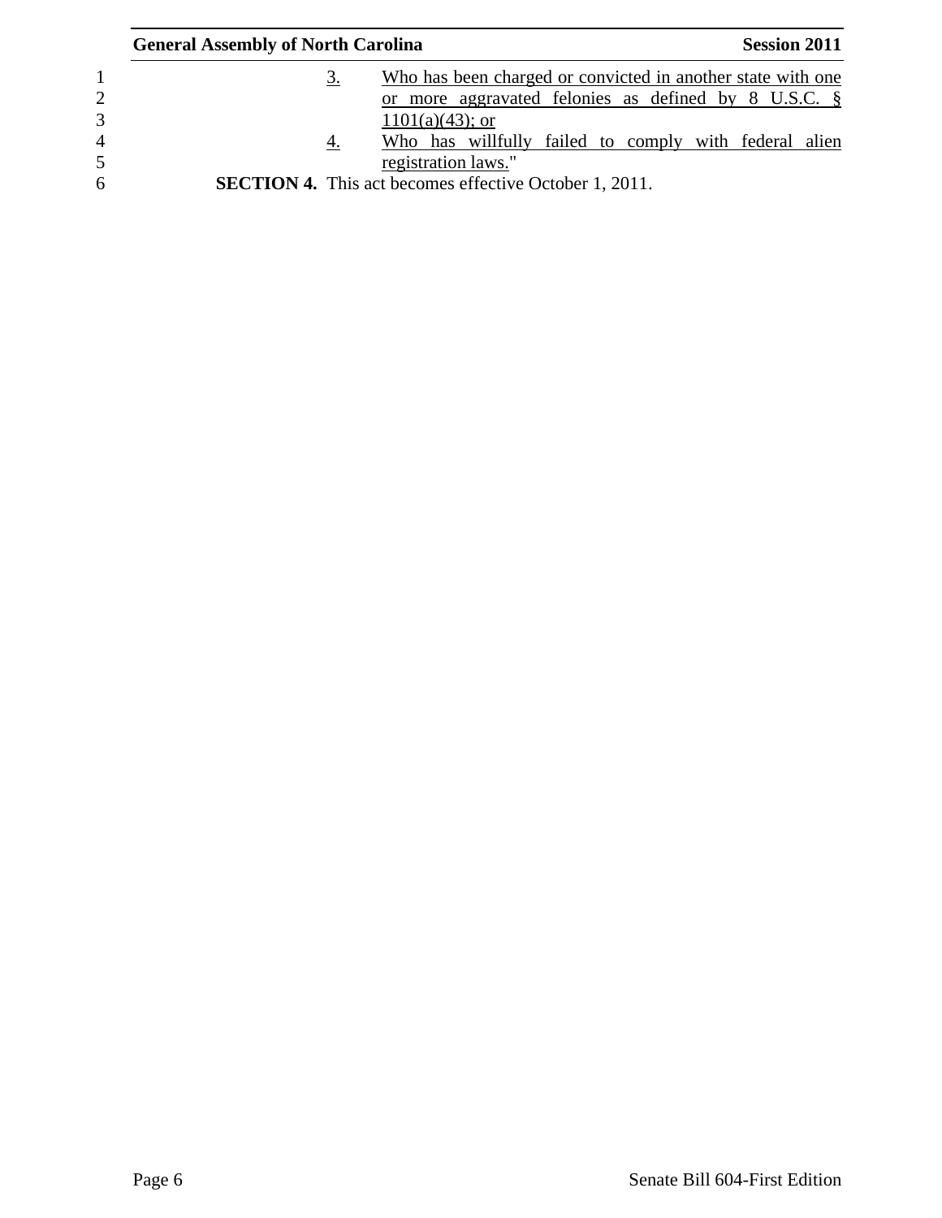3. Who has been charged or convicted in another state with one or more aggravated felonies as defined by 8 U.S.C. § 1101(a)(43); or

4. Who has willfully failed to comply with federal alien registration laws."

**SECTION 4.** This act becomes effective October 1, 2011.